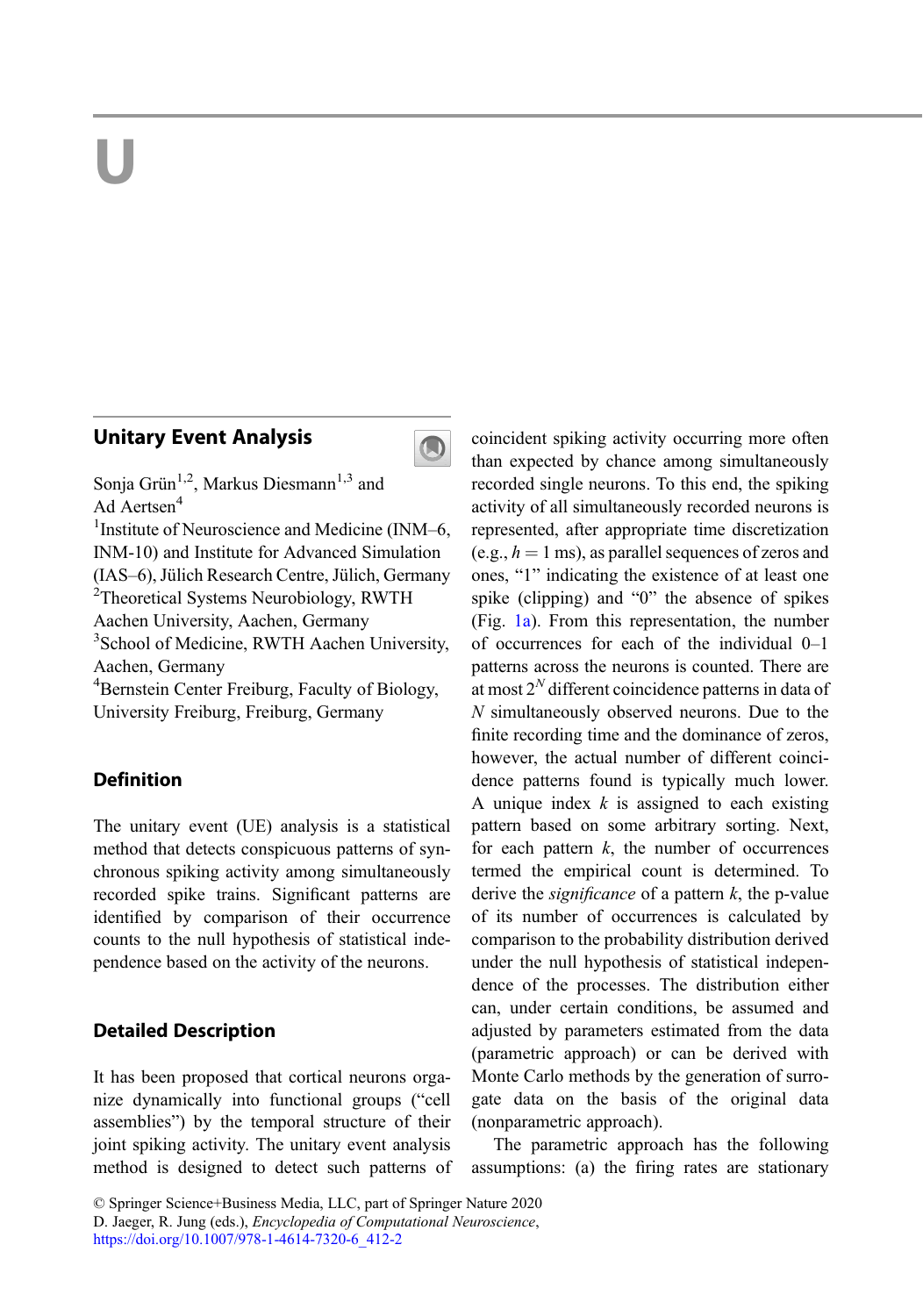# U

## Unitary Event Analysis

Sonja Grün[1,2], Markus Diesmann[1,3] and Ad Aertsen[4]

[1]Institute of Neuroscience and Medicine (INM–6, INM-10) and Institute for Advanced Simulation (IAS–6), Jülich Research Centre, Jülich, Germany

[2]Theoretical Systems Neurobiology, RWTH Aachen University, Aachen, Germany

[3]School of Medicine, RWTH Aachen University, Aachen, Germany

[4]Bernstein Center Freiburg, Faculty of Biology, University Freiburg, Freiburg, Germany

### Definition

The unitary event (UE) analysis is a statistical method that detects conspicuous patterns of synchronous spiking activity among simultaneously recorded spike trains. Significant patterns are identified by comparison of their occurrence counts to the null hypothesis of statistical independence based on the activity of the neurons.

### Detailed Description

It has been proposed that cortical neurons organize dynamically into functional groups ("cell assemblies") by the temporal structure of their joint spiking activity. The unitary event analysis method is designed to detect such patterns of coincident spiking activity occurring more often than expected by chance among simultaneously recorded single neurons. To this end, the spiking activity of all simultaneously recorded neurons is represented, after appropriate time discretization (e.g., $h = 1$ ms), as parallel sequences of zeros and ones, "1" indicating the existence of at least one spike (clipping) and "0" the absence of spikes (Fig. 1a). From this representation, the number of occurrences for each of the individual 0–1 patterns across the neurons is counted. There are at most $2^N$ different coincidence patterns in data of $N$ simultaneously observed neurons. Due to the finite recording time and the dominance of zeros, however, the actual number of different coincidence patterns found is typically much lower. A unique index $k$ is assigned to each existing pattern based on some arbitrary sorting. Next, for each pattern $k$, the number of occurrences termed the empirical count is determined. To derive the *significance* of a pattern $k$, the p-value of its number of occurrences is calculated by comparison to the probability distribution derived under the null hypothesis of statistical independence of the processes. The distribution either can, under certain conditions, be assumed and adjusted by parameters estimated from the data (parametric approach) or can be derived with Monte Carlo methods by the generation of surrogate data on the basis of the original data (nonparametric approach).

The parametric approach has the following assumptions: (a) the firing rates are stationary

© Springer Science+Business Media, LLC, part of Springer Nature 2020
D. Jaeger, R. Jung (eds.), *Encyclopedia of Computational Neuroscience*,
https://doi.org/10.1007/978-1-4614-7320-6_412-2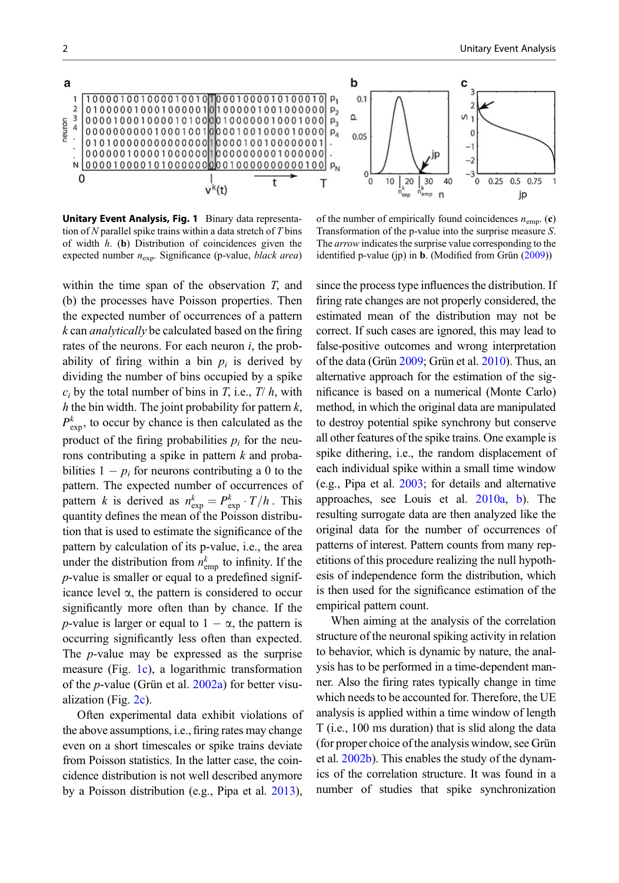**Unitary Event Analysis, Fig. 1** Binary data representation of $N$ parallel spike trains within a data stretch of $T$ bins of width $h$. (**b**) Distribution of coincidences given the expected number $n_{\text{exp}}$. Significance (p-value, *black area*) of the number of empirically found coincidences $n_{\text{emp}}$. (**c**) Transformation of the p-value into the surprise measure $S$. The *arrow* indicates the surprise value corresponding to the identified p-value (jp) in **b**. (Modified from Grün (2009))

within the time span of the observation $T$, and (b) the processes have Poisson properties. Then the expected number of occurrences of a pattern $k$ can *analytically* be calculated based on the firing rates of the neurons. For each neuron $i$, the probability of firing within a bin $p_i$ is derived by dividing the number of bins occupied by a spike $c_i$ by the total number of bins in $T$, i.e., $T/h$, with $h$ the bin width. The joint probability for pattern $k$, $P^k_{\text{exp}}$, to occur by chance is then calculated as the product of the firing probabilities $p_i$ for the neurons contributing a spike in pattern $k$ and probabilities $1 - p_i$ for neurons contributing a 0 to the pattern. The expected number of occurrences of pattern $k$ is derived as $n^k_{\text{exp}} = P^k_{\text{exp}} \cdot T/h$. This quantity defines the mean of the Poisson distribution that is used to estimate the significance of the pattern by calculation of its p-value, i.e., the area under the distribution from $n^k_{\text{emp}}$ to infinity. If the $p$-value is smaller or equal to a predefined significance level $\alpha$, the pattern is considered to occur significantly more often than by chance. If the $p$-value is larger or equal to $1 - \alpha$, the pattern is occurring significantly less often than expected. The $p$-value may be expressed as the surprise measure (Fig. 1c), a logarithmic transformation of the $p$-value (Grün et al. 2002a) for better visualization (Fig. 2c).

Often experimental data exhibit violations of the above assumptions, i.e., firing rates may change even on a short timescales or spike trains deviate from Poisson statistics. In the latter case, the coincidence distribution is not well described anymore by a Poisson distribution (e.g., Pipa et al. 2013), since the process type influences the distribution. If firing rate changes are not properly considered, the estimated mean of the distribution may not be correct. If such cases are ignored, this may lead to false-positive outcomes and wrong interpretation of the data (Grün 2009; Grün et al. 2010). Thus, an alternative approach for the estimation of the significance is based on a numerical (Monte Carlo) method, in which the original data are manipulated to destroy potential spike synchrony but conserve all other features of the spike trains. One example is spike dithering, i.e., the random displacement of each individual spike within a small time window (e.g., Pipa et al. 2003; for details and alternative approaches, see Louis et al. 2010a, b). The resulting surrogate data are then analyzed like the original data for the number of occurrences of patterns of interest. Pattern counts from many repetitions of this procedure realizing the null hypothesis of independence form the distribution, which is then used for the significance estimation of the empirical pattern count.

When aiming at the analysis of the correlation structure of the neuronal spiking activity in relation to behavior, which is dynamic by nature, the analysis has to be performed in a time-dependent manner. Also the firing rates typically change in time which needs to be accounted for. Therefore, the UE analysis is applied within a time window of length T (i.e., 100 ms duration) that is slid along the data (for proper choice of the analysis window, see Grün et al. 2002b). This enables the study of the dynamics of the correlation structure. It was found in a number of studies that spike synchronization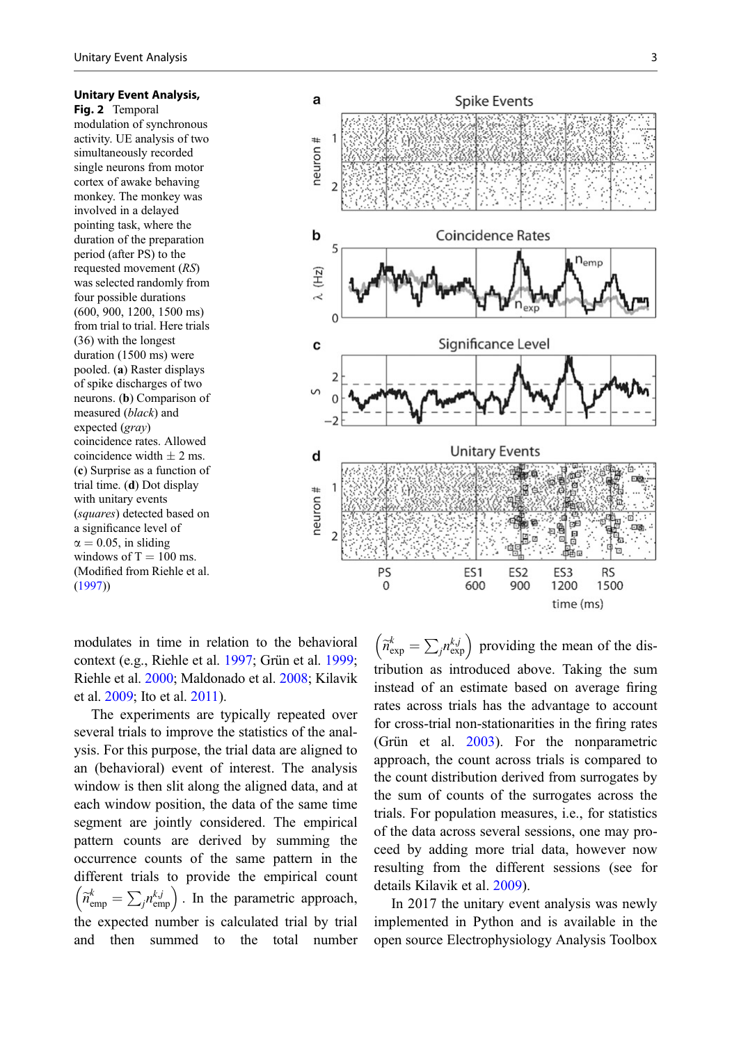**Unitary Event Analysis, Fig. 2** Temporal modulation of synchronous activity. UE analysis of two simultaneously recorded single neurons from motor cortex of awake behaving monkey. The monkey was involved in a delayed pointing task, where the duration of the preparation period (after PS) to the requested movement (*RS*) was selected randomly from four possible durations (600, 900, 1200, 1500 ms) from trial to trial. Here trials (36) with the longest duration (1500 ms) were pooled. (**a**) Raster displays of spike discharges of two neurons. (**b**) Comparison of measured (*black*) and expected (*gray*) coincidence rates. Allowed coincidence width $\pm$ 2 ms. (**c**) Surprise as a function of trial time. (**d**) Dot display with unitary events (*squares*) detected based on a significance level of $\alpha = 0.05$, in sliding windows of T = 100 ms. (Modified from Riehle et al. (1997))

modulates in time in relation to the behavioral context (e.g., Riehle et al. 1997; Grün et al. 1999; Riehle et al. 2000; Maldonado et al. 2008; Kilavik et al. 2009; Ito et al. 2011).

The experiments are typically repeated over several trials to improve the statistics of the analysis. For this purpose, the trial data are aligned to an (behavioral) event of interest. The analysis window is then slit along the aligned data, and at each window position, the data of the same time segment are jointly considered. The empirical pattern counts are derived by summing the occurrence counts of the same pattern in the different trials to provide the empirical count $\left(\tilde{n}^{k}_{\text{emp}} = \sum_j n^{k,j}_{\text{emp}}\right)$. In the parametric approach, the expected number is calculated trial by trial and then summed to the total number $\left(\tilde{n}^{k}_{\text{exp}} = \sum_j n^{k,j}_{\text{exp}}\right)$ providing the mean of the distribution as introduced above. Taking the sum instead of an estimate based on average firing rates across trials has the advantage to account for cross-trial non-stationarities in the firing rates (Grün et al. 2003). For the nonparametric approach, the count across trials is compared to the count distribution derived from surrogates by the sum of counts of the surrogates across the trials. For population measures, i.e., for statistics of the data across several sessions, one may proceed by adding more trial data, however now resulting from the different sessions (see for details Kilavik et al. 2009).

In 2017 the unitary event analysis was newly implemented in Python and is available in the open source Electrophysiology Analysis Toolbox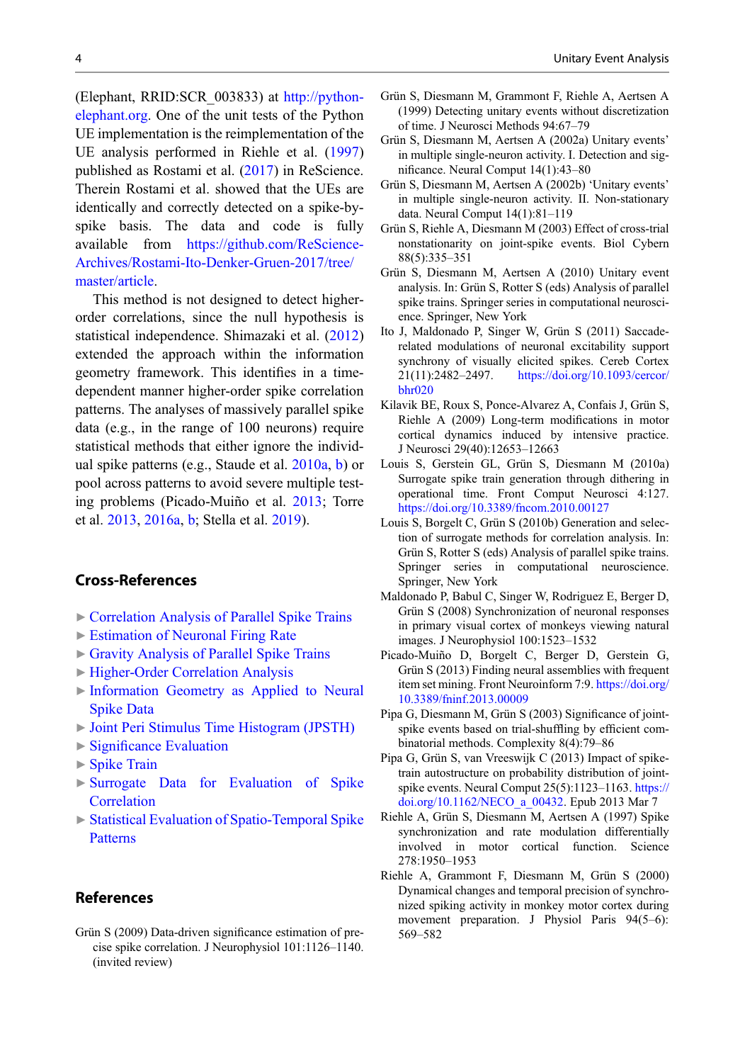(Elephant, RRID:SCR_003833) at http://python-elephant.org. One of the unit tests of the Python UE implementation is the reimplementation of the UE analysis performed in Riehle et al. (1997) published as Rostami et al. (2017) in ReScience. Therein Rostami et al. showed that the UEs are identically and correctly detected on a spike-by-spike basis. The data and code is fully available from https://github.com/ReScience-Archives/Rostami-Ito-Denker-Gruen-2017/tree/master/article.

This method is not designed to detect higher-order correlations, since the null hypothesis is statistical independence. Shimazaki et al. (2012) extended the approach within the information geometry framework. This identifies in a time-dependent manner higher-order spike correlation patterns. The analyses of massively parallel spike data (e.g., in the range of 100 neurons) require statistical methods that either ignore the individual spike patterns (e.g., Staude et al. 2010a, b) or pool across patterns to avoid severe multiple testing problems (Picado-Muiño et al. 2013; Torre et al. 2013, 2016a, b; Stella et al. 2019).

## Cross-References

- ▶ Correlation Analysis of Parallel Spike Trains
- ▶ Estimation of Neuronal Firing Rate
- ▶ Gravity Analysis of Parallel Spike Trains
- ▶ Higher-Order Correlation Analysis
- ▶ Information Geometry as Applied to Neural Spike Data
- ▶ Joint Peri Stimulus Time Histogram (JPSTH)
- ▶ Significance Evaluation
- ▶ Spike Train
- ▶ Surrogate Data for Evaluation of Spike Correlation
- ▶ Statistical Evaluation of Spatio-Temporal Spike Patterns

## References

Grün S (2009) Data-driven significance estimation of precise spike correlation. J Neurophysiol 101:1126–1140. (invited review)

Grün S, Diesmann M, Grammont F, Riehle A, Aertsen A (1999) Detecting unitary events without discretization of time. J Neurosci Methods 94:67–79

Grün S, Diesmann M, Aertsen A (2002a) Unitary events' in multiple single-neuron activity. I. Detection and significance. Neural Comput 14(1):43–80

Grün S, Diesmann M, Aertsen A (2002b) 'Unitary events' in multiple single-neuron activity. II. Non-stationary data. Neural Comput 14(1):81–119

Grün S, Riehle A, Diesmann M (2003) Effect of cross-trial nonstationarity on joint-spike events. Biol Cybern 88(5):335–351

Grün S, Diesmann M, Aertsen A (2010) Unitary event analysis. In: Grün S, Rotter S (eds) Analysis of parallel spike trains. Springer series in computational neuroscience. Springer, New York

Ito J, Maldonado P, Singer W, Grün S (2011) Saccade-related modulations of neuronal excitability support synchrony of visually elicited spikes. Cereb Cortex 21(11):2482–2497. https://doi.org/10.1093/cercor/bhr020

Kilavik BE, Roux S, Ponce-Alvarez A, Confais J, Grün S, Riehle A (2009) Long-term modifications in motor cortical dynamics induced by intensive practice. J Neurosci 29(40):12653–12663

Louis S, Gerstein GL, Grün S, Diesmann M (2010a) Surrogate spike train generation through dithering in operational time. Front Comput Neurosci 4:127. https://doi.org/10.3389/fncom.2010.00127

Louis S, Borgelt C, Grün S (2010b) Generation and selection of surrogate methods for correlation analysis. In: Grün S, Rotter S (eds) Analysis of parallel spike trains. Springer series in computational neuroscience. Springer, New York

Maldonado P, Babul C, Singer W, Rodriguez E, Berger D, Grün S (2008) Synchronization of neuronal responses in primary visual cortex of monkeys viewing natural images. J Neurophysiol 100:1523–1532

Picado-Muiño D, Borgelt C, Berger D, Gerstein G, Grün S (2013) Finding neural assemblies with frequent item set mining. Front Neuroinform 7:9. https://doi.org/10.3389/fninf.2013.00009

Pipa G, Diesmann M, Grün S (2003) Significance of joint-spike events based on trial-shuffling by efficient combinatorial methods. Complexity 8(4):79–86

Pipa G, Grün S, van Vreeswijk C (2013) Impact of spike-train autostructure on probability distribution of joint-spike events. Neural Comput 25(5):1123–1163. https://doi.org/10.1162/NECO_a_00432. Epub 2013 Mar 7

Riehle A, Grün S, Diesmann M, Aertsen A (1997) Spike synchronization and rate modulation differentially involved in motor cortical function. Science 278:1950–1953

Riehle A, Grammont F, Diesmann M, Grün S (2000) Dynamical changes and temporal precision of synchronized spiking activity in monkey motor cortex during movement preparation. J Physiol Paris 94(5–6):569–582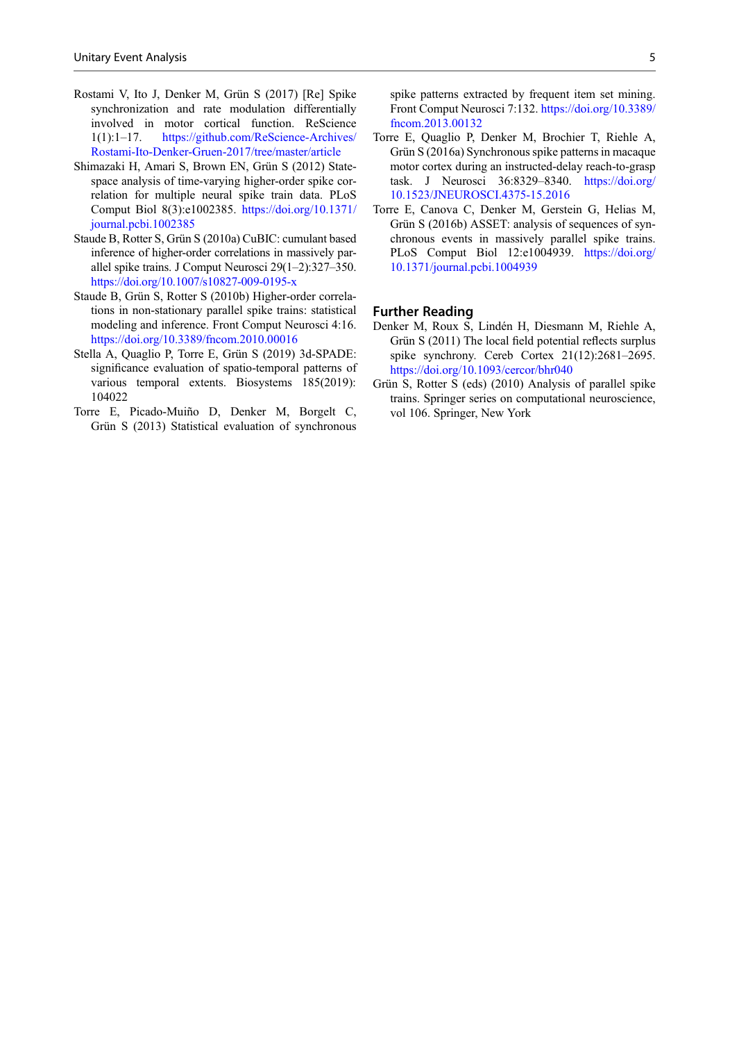Rostami V, Ito J, Denker M, Grün S (2017) [Re] Spike synchronization and rate modulation differentially involved in motor cortical function. ReScience 1(1):1–17. https://github.com/ReScience-Archives/Rostami-Ito-Denker-Gruen-2017/tree/master/article

Shimazaki H, Amari S, Brown EN, Grün S (2012) State-space analysis of time-varying higher-order spike correlation for multiple neural spike train data. PLoS Comput Biol 8(3):e1002385. https://doi.org/10.1371/journal.pcbi.1002385

Staude B, Rotter S, Grün S (2010a) CuBIC: cumulant based inference of higher-order correlations in massively parallel spike trains. J Comput Neurosci 29(1–2):327–350. https://doi.org/10.1007/s10827-009-0195-x

Staude B, Grün S, Rotter S (2010b) Higher-order correlations in non-stationary parallel spike trains: statistical modeling and inference. Front Comput Neurosci 4:16. https://doi.org/10.3389/fncom.2010.00016

Stella A, Quaglio P, Torre E, Grün S (2019) 3d-SPADE: significance evaluation of spatio-temporal patterns of various temporal extents. Biosystems 185(2019): 104022

Torre E, Picado-Muiño D, Denker M, Borgelt C, Grün S (2013) Statistical evaluation of synchronous spike patterns extracted by frequent item set mining. Front Comput Neurosci 7:132. https://doi.org/10.3389/fncom.2013.00132

Torre E, Quaglio P, Denker M, Brochier T, Riehle A, Grün S (2016a) Synchronous spike patterns in macaque motor cortex during an instructed-delay reach-to-grasp task. J Neurosci 36:8329–8340. https://doi.org/10.1523/JNEUROSCI.4375-15.2016

Torre E, Canova C, Denker M, Gerstein G, Helias M, Grün S (2016b) ASSET: analysis of sequences of synchronous events in massively parallel spike trains. PLoS Comput Biol 12:e1004939. https://doi.org/10.1371/journal.pcbi.1004939

## Further Reading

Denker M, Roux S, Lindén H, Diesmann M, Riehle A, Grün S (2011) The local field potential reflects surplus spike synchrony. Cereb Cortex 21(12):2681–2695. https://doi.org/10.1093/cercor/bhr040

Grün S, Rotter S (eds) (2010) Analysis of parallel spike trains. Springer series on computational neuroscience, vol 106. Springer, New York